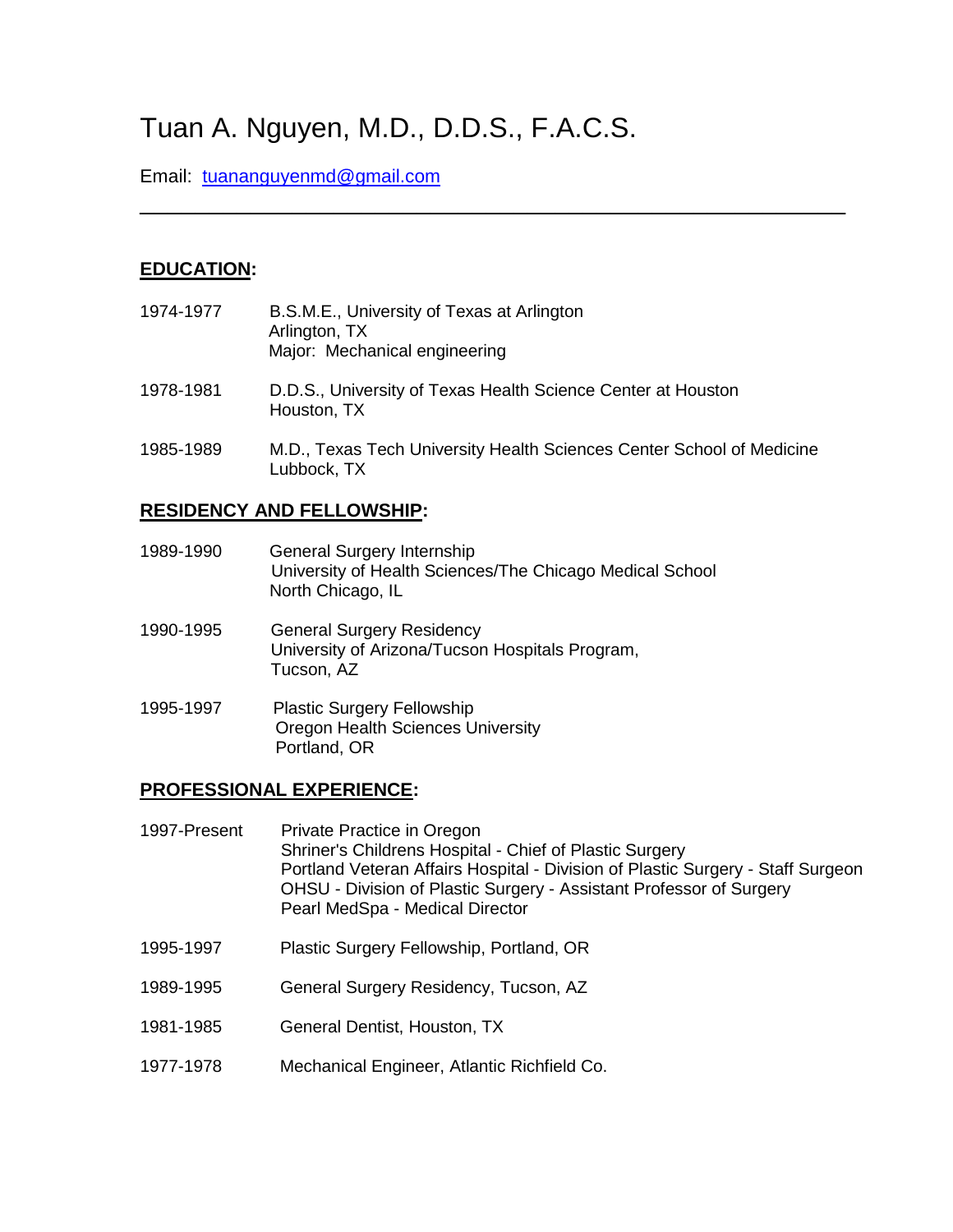# Tuan A. Nguyen, M.D., D.D.S., F.A.C.S.

Email: [tuananguyenmd@gmail.com](mailto:tuananguyenmd@gmail.com)

---

## EDUCATION:

1974-1977 B.S.M.E., University of Texas at Arlington
Arlington, TX
Major: Mechanical engineering

1978-1981 D.D.S., University of Texas Health Science Center at Houston
Houston, TX

1985-1989 M.D., Texas Tech University Health Sciences Center School of Medicine
Lubbock, TX

## RESIDENCY AND FELLOWSHIP:

1989-1990 General Surgery Internship
University of Health Sciences/The Chicago Medical School
North Chicago, IL

1990-1995 General Surgery Residency
University of Arizona/Tucson Hospitals Program,
Tucson, AZ

1995-1997 Plastic Surgery Fellowship
Oregon Health Sciences University
Portland, OR

## PROFESSIONAL EXPERIENCE:

1997-Present Private Practice in Oregon
Shriner's Childrens Hospital - Chief of Plastic Surgery
Portland Veteran Affairs Hospital - Division of Plastic Surgery - Staff Surgeon
OHSU - Division of Plastic Surgery - Assistant Professor of Surgery
Pearl MedSpa - Medical Director

1995-1997 Plastic Surgery Fellowship, Portland, OR

1989-1995 General Surgery Residency, Tucson, AZ

1981-1985 General Dentist, Houston, TX

1977-1978 Mechanical Engineer, Atlantic Richfield Co.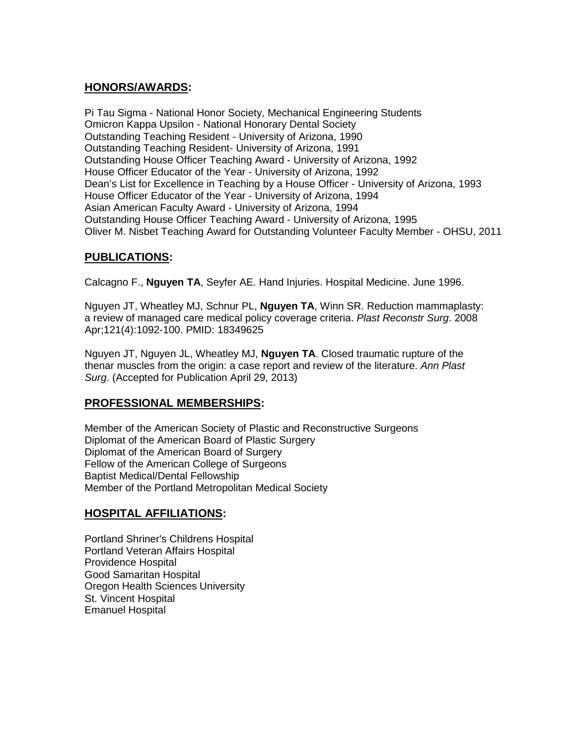## **HONORS/AWARDS:**

Pi Tau Sigma - National Honor Society, Mechanical Engineering Students
Omicron Kappa Upsilon - National Honorary Dental Society
Outstanding Teaching Resident - University of Arizona, 1990
Outstanding Teaching Resident- University of Arizona, 1991
Outstanding House Officer Teaching Award - University of Arizona, 1992
House Officer Educator of the Year - University of Arizona, 1992
Dean's List for Excellence in Teaching by a House Officer - University of Arizona, 1993
House Officer Educator of the Year - University of Arizona, 1994
Asian American Faculty Award - University of Arizona, 1994
Outstanding House Officer Teaching Award - University of Arizona, 1995
Oliver M. Nisbet Teaching Award for Outstanding Volunteer Faculty Member - OHSU, 2011

## **PUBLICATIONS:**

Calcagno F., **Nguyen TA**, Seyfer AE. Hand Injuries. Hospital Medicine. June 1996.

Nguyen JT, Wheatley MJ, Schnur PL, **Nguyen TA**, Winn SR. Reduction mammaplasty: a review of managed care medical policy coverage criteria. *Plast Reconstr Surg*. 2008 Apr;121(4):1092-100. PMID: 18349625

Nguyen JT, Nguyen JL, Wheatley MJ, **Nguyen TA**. Closed traumatic rupture of the thenar muscles from the origin: a case report and review of the literature. *Ann Plast Surg*. (Accepted for Publication April 29, 2013)

## **PROFESSIONAL MEMBERSHIPS:**

Member of the American Society of Plastic and Reconstructive Surgeons
Diplomat of the American Board of Plastic Surgery
Diplomat of the American Board of Surgery
Fellow of the American College of Surgeons
Baptist Medical/Dental Fellowship
Member of the Portland Metropolitan Medical Society

## **HOSPITAL AFFILIATIONS:**

Portland Shriner's Childrens Hospital
Portland Veteran Affairs Hospital
Providence Hospital
Good Samaritan Hospital
Oregon Health Sciences University
St. Vincent Hospital
Emanuel Hospital